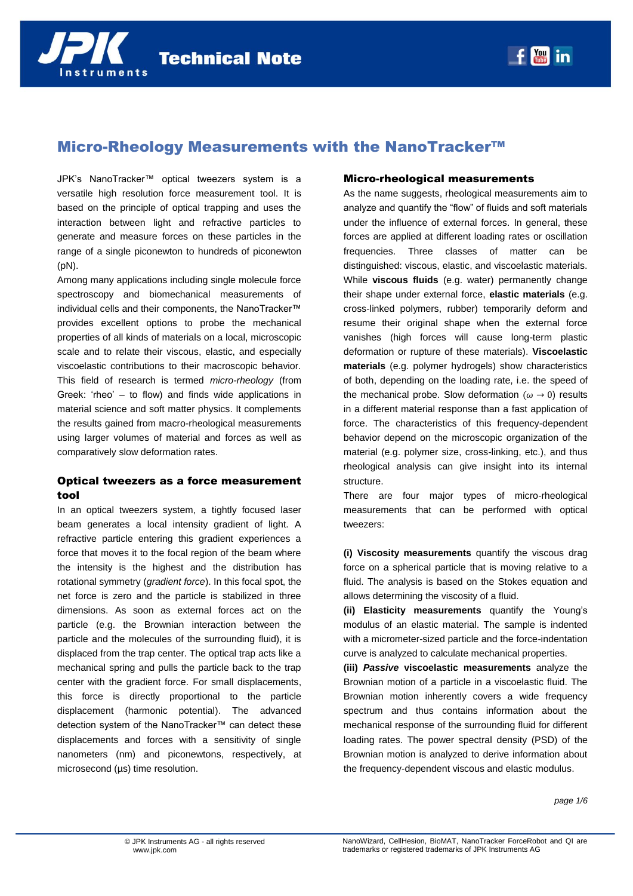# Micro-Rheology Measurements with the NanoTracker™

JPK's NanoTracker™ optical tweezers system is a versatile high resolution force measurement tool. It is based on the principle of optical trapping and uses the interaction between light and refractive particles to generate and measure forces on these particles in the range of a single piconewton to hundreds of piconewton (pN).

Among many applications including single molecule force spectroscopy and biomechanical measurements of individual cells and their components, the NanoTracker™ provides excellent options to probe the mechanical properties of all kinds of materials on a local, microscopic scale and to relate their viscous, elastic, and especially viscoelastic contributions to their macroscopic behavior. This field of research is termed *micro-rheology* (from Greek: 'rheo' – to flow) and finds wide applications in material science and soft matter physics. It complements the results gained from macro-rheological measurements using larger volumes of material and forces as well as comparatively slow deformation rates.

## Optical tweezers as a force measurement tool

In an optical tweezers system, a tightly focused laser beam generates a local intensity gradient of light. A refractive particle entering this gradient experiences a force that moves it to the focal region of the beam where the intensity is the highest and the distribution has rotational symmetry (*gradient force*). In this focal spot, the net force is zero and the particle is stabilized in three dimensions. As soon as external forces act on the particle (e.g. the Brownian interaction between the particle and the molecules of the surrounding fluid), it is displaced from the trap center. The optical trap acts like a mechanical spring and pulls the particle back to the trap center with the gradient force. For small displacements, this force is directly proportional to the particle displacement (harmonic potential). The advanced detection system of the NanoTracker™ can detect these displacements and forces with a sensitivity of single nanometers (nm) and piconewtons, respectively, at microsecond (µs) time resolution.

## Micro-rheological measurements

As the name suggests, rheological measurements aim to analyze and quantify the "flow" of fluids and soft materials under the influence of external forces. In general, these forces are applied at different loading rates or oscillation frequencies. Three classes of matter can be distinguished: viscous, elastic, and viscoelastic materials. While **viscous fluids** (e.g. water) permanently change their shape under external force, **elastic materials** (e.g. cross-linked polymers, rubber) temporarily deform and resume their original shape when the external force vanishes (high forces will cause long-term plastic deformation or rupture of these materials). **Viscoelastic materials** (e.g. polymer hydrogels) show characteristics of both, depending on the loading rate, i.e. the speed of the mechanical probe. Slow deformation ($\omega \rightarrow 0$) results in a different material response than a fast application of force. The characteristics of this frequency-dependent behavior depend on the microscopic organization of the material (e.g. polymer size, cross-linking, etc.), and thus rheological analysis can give insight into its internal structure.

There are four major types of micro-rheological measurements that can be performed with optical tweezers:

**(i) Viscosity measurements** quantify the viscous drag force on a spherical particle that is moving relative to a fluid. The analysis is based on the Stokes equation and allows determining the viscosity of a fluid.

**(ii) Elasticity measurements** quantify the Young's modulus of an elastic material. The sample is indented with a micrometer-sized particle and the force-indentation curve is analyzed to calculate mechanical properties.

**(iii) *Passive* viscoelastic measurements** analyze the Brownian motion of a particle in a viscoelastic fluid. The Brownian motion inherently covers a wide frequency spectrum and thus contains information about the mechanical response of the surrounding fluid for different loading rates. The power spectral density (PSD) of the Brownian motion is analyzed to derive information about the frequency-dependent viscous and elastic modulus.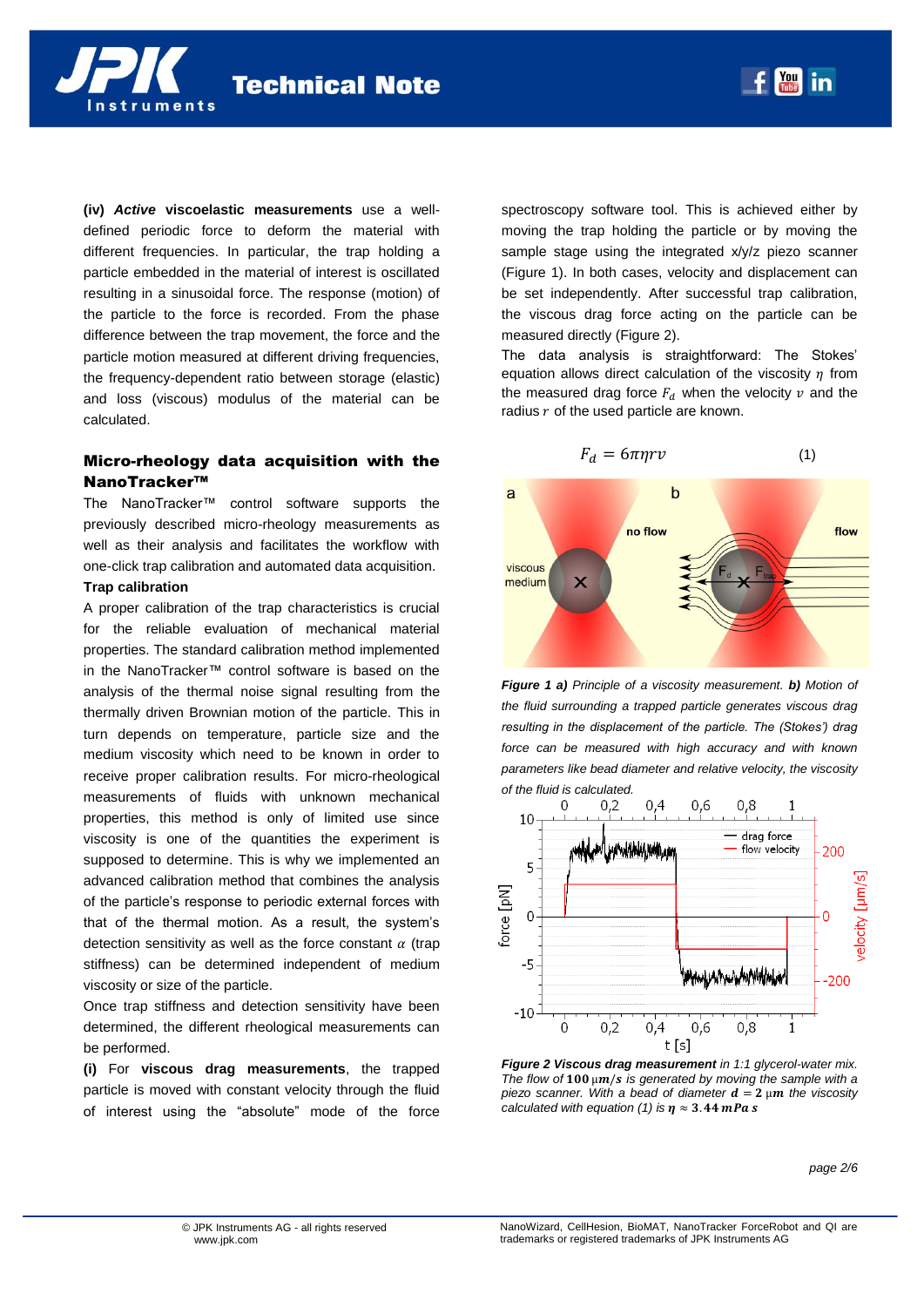**(iv)** ***Active*** **viscoelastic measurements** use a well-defined periodic force to deform the material with different frequencies. In particular, the trap holding a particle embedded in the material of interest is oscillated resulting in a sinusoidal force. The response (motion) of the particle to the force is recorded. From the phase difference between the trap movement, the force and the particle motion measured at different driving frequencies, the frequency-dependent ratio between storage (elastic) and loss (viscous) modulus of the material can be calculated.

## Micro-rheology data acquisition with the NanoTracker™

The NanoTracker™ control software supports the previously described micro-rheology measurements as well as their analysis and facilitates the workflow with one-click trap calibration and automated data acquisition.

**Trap calibration**

A proper calibration of the trap characteristics is crucial for the reliable evaluation of mechanical material properties. The standard calibration method implemented in the NanoTracker™ control software is based on the analysis of the thermal noise signal resulting from the thermally driven Brownian motion of the particle. This in turn depends on temperature, particle size and the medium viscosity which need to be known in order to receive proper calibration results. For micro-rheological measurements of fluids with unknown mechanical properties, this method is only of limited use since viscosity is one of the quantities the experiment is supposed to determine. This is why we implemented an advanced calibration method that combines the analysis of the particle's response to periodic external forces with that of the thermal motion. As a result, the system's detection sensitivity as well as the force constant $\alpha$ (trap stiffness) can be determined independent of medium viscosity or size of the particle.

Once trap stiffness and detection sensitivity have been determined, the different rheological measurements can be performed.

**(i)** For **viscous drag measurements**, the trapped particle is moved with constant velocity through the fluid of interest using the "absolute" mode of the force spectroscopy software tool. This is achieved either by moving the trap holding the particle or by moving the sample stage using the integrated x/y/z piezo scanner (Figure 1). In both cases, velocity and displacement can be set independently. After successful trap calibration, the viscous drag force acting on the particle can be measured directly (Figure 2).

The data analysis is straightforward: The Stokes' equation allows direct calculation of the viscosity $\eta$ from the measured drag force $F_d$ when the velocity $v$ and the radius $r$ of the used particle are known.

$$F_d = 6\pi\eta r v \qquad (1)$$

***Figure 1 a)*** *Principle of a viscosity measurement.* ***b)*** *Motion of the fluid surrounding a trapped particle generates viscous drag resulting in the displacement of the particle. The (Stokes') drag force can be measured with high accuracy and with known parameters like bead diameter and relative velocity, the viscosity of the fluid is calculated.*

***Figure 2 Viscous drag measurement*** *in 1:1 glycerol-water mix. The flow of* $100\ \mu m/s$ *is generated by moving the sample with a piezo scanner. With a bead of diameter* $d = 2\ \mu m$ *the viscosity calculated with equation (1) is* $\eta \approx 3.44\ mPa\ s$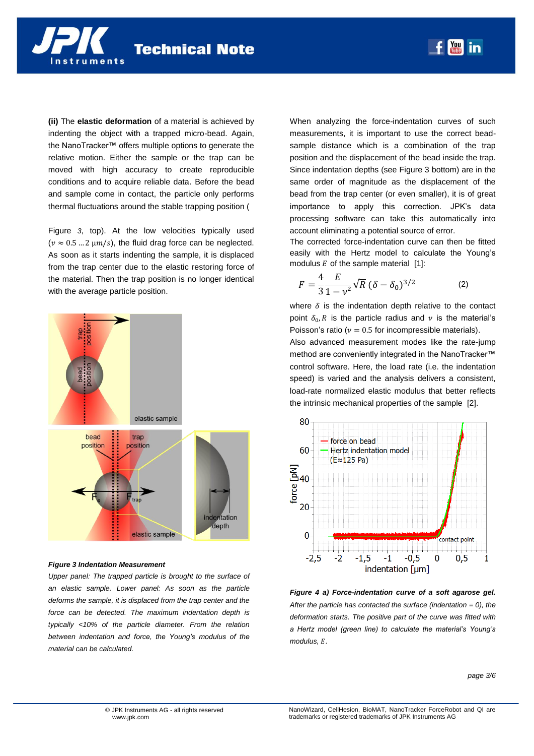**(ii)** The **elastic deformation** of a material is achieved by indenting the object with a trapped micro-bead. Again, the NanoTracker™ offers multiple options to generate the relative motion. Either the sample or the trap can be moved with high accuracy to create reproducible conditions and to acquire reliable data. Before the bead and sample come in contact, the particle only performs thermal fluctuations around the stable trapping position (

Figure *3*, top). At the low velocities typically used ($v \approx 0.5 \ldots 2\ \mu m/s$), the fluid drag force can be neglected. As soon as it starts indenting the sample, it is displaced from the trap center due to the elastic restoring force of the material. Then the trap position is no longer identical with the average particle position.

***Figure 3 Indentation Measurement***

*Upper panel: The trapped particle is brought to the surface of an elastic sample. Lower panel: As soon as the particle deforms the sample, it is displaced from the trap center and the force can be detected. The maximum indentation depth is typically <10% of the particle diameter. From the relation between indentation and force, the Young's modulus of the material can be calculated.*

When analyzing the force-indentation curves of such measurements, it is important to use the correct bead-sample distance which is a combination of the trap position and the displacement of the bead inside the trap. Since indentation depths (see Figure 3 bottom) are in the same order of magnitude as the displacement of the bead from the trap center (or even smaller), it is of great importance to apply this correction. JPK's data processing software can take this automatically into account eliminating a potential source of error.

The corrected force-indentation curve can then be fitted easily with the Hertz model to calculate the Young's modulus $E$ of the sample material [1]:

$$F = \frac{4}{3}\frac{E}{1-\nu^2}\sqrt{R}\,(\delta - \delta_0)^{3/2} \qquad (2)$$

where $\delta$ is the indentation depth relative to the contact point $\delta_0$, $R$ is the particle radius and $\nu$ is the material's Poisson's ratio ($\nu = 0.5$ for incompressible materials).

Also advanced measurement modes like the rate-jump method are conveniently integrated in the NanoTracker™ control software. Here, the load rate (i.e. the indentation speed) is varied and the analysis delivers a consistent, load-rate normalized elastic modulus that better reflects the intrinsic mechanical properties of the sample [2].

***Figure 4 a) Force-indentation curve of a soft agarose gel.*** *After the particle has contacted the surface (indentation = 0), the deformation starts. The positive part of the curve was fitted with a Hertz model (green line) to calculate the material's Young's modulus, $E$.*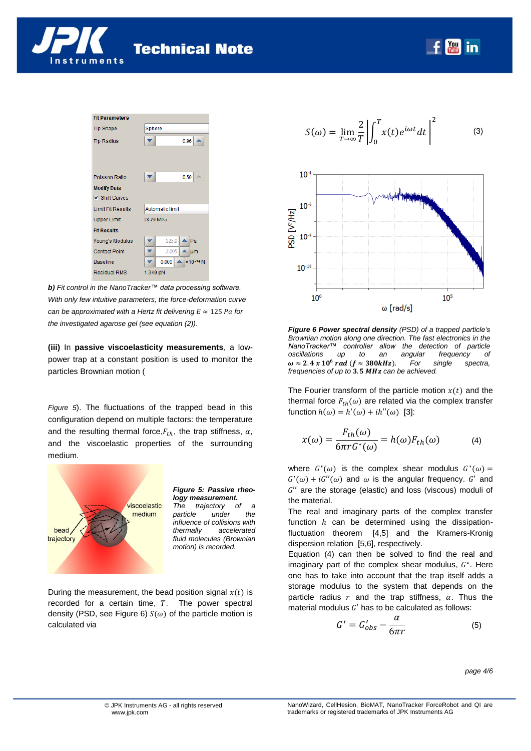**b)** *Fit control in the NanoTracker™ data processing software. With only few intuitive parameters, the force-deformation curve can be approximated with a Hertz fit delivering* $E \approx 125\ Pa$ *for the investigated agarose gel (see equation (2)).*

**(iii)** In **passive viscoelasticity measurements**, a low-power trap at a constant position is used to monitor the particles Brownian motion (

*Figure 5*). The fluctuations of the trapped bead in this configuration depend on multiple factors: the temperature and the resulting thermal force, $F_{th}$, the trap stiffness, $\alpha$, and the viscoelastic properties of the surrounding medium.

***Figure 5: Passive rheology measurement.*** *The trajectory of a particle under the influence of collisions with thermally accelerated fluid molecules (Brownian motion) is recorded.*

During the measurement, the bead position signal $x(t)$ is recorded for a certain time, $T$. The power spectral density (PSD, see Figure 6) $S(\omega)$ of the particle motion is calculated via

$$S(\omega) = \lim_{T\to\infty} \frac{2}{T} \left| \int_0^T x(t) e^{i\omega t} dt \right|^2 \qquad (3)$$

***Figure 6 Power spectral density*** *(PSD) of a trapped particle's Brownian motion along one direction. The fast electronics in the NanoTracker™ controller allow the detection of particle oscillations up to an angular frequency of* $\boldsymbol{\omega \approx 2.4 \times 10^6\ rad\ (f \approx 380 kHz)}$*. For single spectra, frequencies of up to* $\mathbf{3.5\ MHz}$ *can be achieved.*

The Fourier transform of the particle motion $x(t)$ and the thermal force $F_{th}(\omega)$ are related via the complex transfer function $h(\omega) = h'(\omega) + ih''(\omega)$ [3]:

$$x(\omega) = \frac{F_{th}(\omega)}{6\pi r G^*(\omega)} = h(\omega) F_{th}(\omega) \qquad (4)$$

where $G^*(\omega)$ is the complex shear modulus $G^*(\omega) = G'(\omega) + iG''(\omega)$ and $\omega$ is the angular frequency. $G'$ and $G''$ are the storage (elastic) and loss (viscous) moduli of the material.

The real and imaginary parts of the complex transfer function $h$ can be determined using the dissipation-fluctuation theorem [4,5] and the Kramers-Kronig dispersion relation [5,6], respectively.

Equation (4) can then be solved to find the real and imaginary part of the complex shear modulus, $G^*$. Here one has to take into account that the trap itself adds a storage modulus to the system that depends on the particle radius $r$ and the trap stiffness, $\alpha$. Thus the material modulus $G'$ has to be calculated as follows:

$$G' = G'_{obs} - \frac{\alpha}{6\pi r} \qquad (5)$$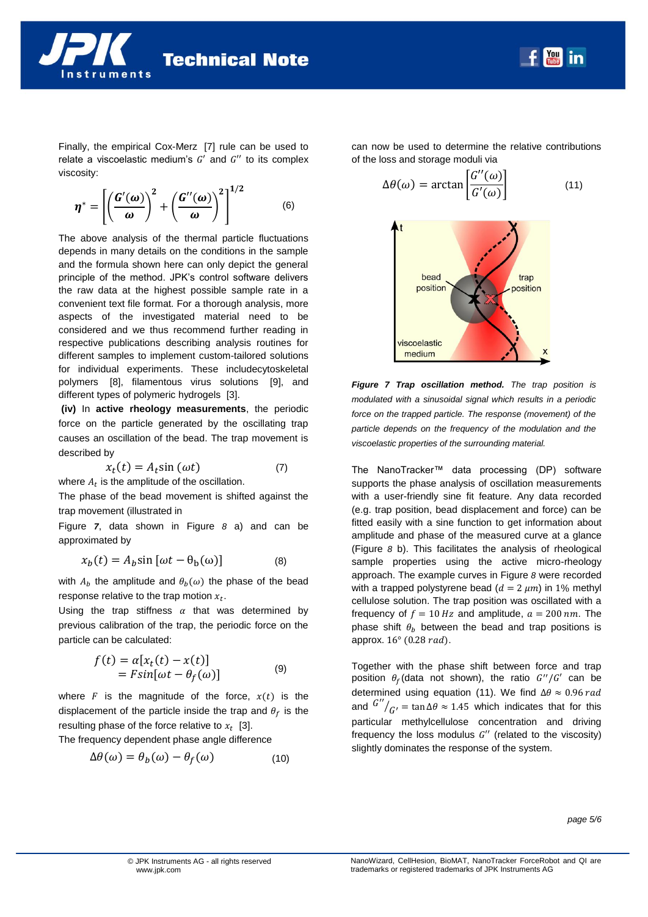Finally, the empirical Cox-Merz [7] rule can be used to relate a viscoelastic medium's $G'$ and $G''$ to its complex viscosity:

$$\boldsymbol{\eta}^* = \left[\left(\frac{\boldsymbol{G}'(\boldsymbol{\omega})}{\boldsymbol{\omega}}\right)^2 + \left(\frac{\boldsymbol{G}''(\boldsymbol{\omega})}{\boldsymbol{\omega}}\right)^2\right]^{1/2} \tag{6}$$

The above analysis of the thermal particle fluctuations depends in many details on the conditions in the sample and the formula shown here can only depict the general principle of the method. JPK's control software delivers the raw data at the highest possible sample rate in a convenient text file format. For a thorough analysis, more aspects of the investigated material need to be considered and we thus recommend further reading in respective publications describing analysis routines for different samples to implement custom-tailored solutions for individual experiments. These includecytoskeletal polymers [8], filamentous virus solutions [9], and different types of polymeric hydrogels [3].

**(iv)** In **active rheology measurements**, the periodic force on the particle generated by the oscillating trap causes an oscillation of the bead. The trap movement is described by

$$x_t(t) = A_t \sin(\omega t) \tag{7}$$

where $A_t$ is the amplitude of the oscillation.

The phase of the bead movement is shifted against the trap movement (illustrated in Figure *7*, data shown in Figure *8* a) and can be approximated by

$$x_b(t) = A_b \sin[\omega t - \theta_b(\omega)] \tag{8}$$

with $A_b$ the amplitude and $\theta_b(\omega)$ the phase of the bead response relative to the trap motion $x_t$.

Using the trap stiffness $\alpha$ that was determined by previous calibration of the trap, the periodic force on the particle can be calculated:

$$\begin{aligned} f(t) &= \alpha[x_t(t) - x(t)] \\ &= F \sin[\omega t - \theta_f(\omega)] \end{aligned} \tag{9}$$

where $F$ is the magnitude of the force, $x(t)$ is the displacement of the particle inside the trap and $\theta_f$ is the resulting phase of the force relative to $x_t$ [3].

The frequency dependent phase angle difference

$$\Delta\theta(\omega) = \theta_b(\omega) - \theta_f(\omega) \tag{10}$$

can now be used to determine the relative contributions of the loss and storage moduli via

$$\Delta\theta(\omega) = \arctan\left[\frac{G''(\omega)}{G'(\omega)}\right] \tag{11}$$

***Figure 7 Trap oscillation method.*** *The trap position is modulated with a sinusoidal signal which results in a periodic force on the trapped particle. The response (movement) of the particle depends on the frequency of the modulation and the viscoelastic properties of the surrounding material.*

The NanoTracker™ data processing (DP) software supports the phase analysis of oscillation measurements with a user-friendly sine fit feature. Any data recorded (e.g. trap position, bead displacement and force) can be fitted easily with a sine function to get information about amplitude and phase of the measured curve at a glance (Figure *8* b). This facilitates the analysis of rheological sample properties using the active micro-rheology approach. The example curves in Figure *8* were recorded with a trapped polystyrene bead ($d = 2\ \mu m$) in $1\%$ methyl cellulose solution. The trap position was oscillated with a frequency of $f = 10\ Hz$ and amplitude, $a = 200\ nm$. The phase shift $\theta_b$ between the bead and trap positions is approx. $16°$ ($0.28\ rad$).

Together with the phase shift between force and trap position $\theta_f$(data not shown), the ratio $G''/G'$ can be determined using equation (11). We find $\Delta\theta \approx 0.96\ rad$ and $G''/_{G'} = \tan\Delta\theta \approx 1.45$ which indicates that for this particular methylcellulose concentration and driving frequency the loss modulus $G''$ (related to the viscosity) slightly dominates the response of the system.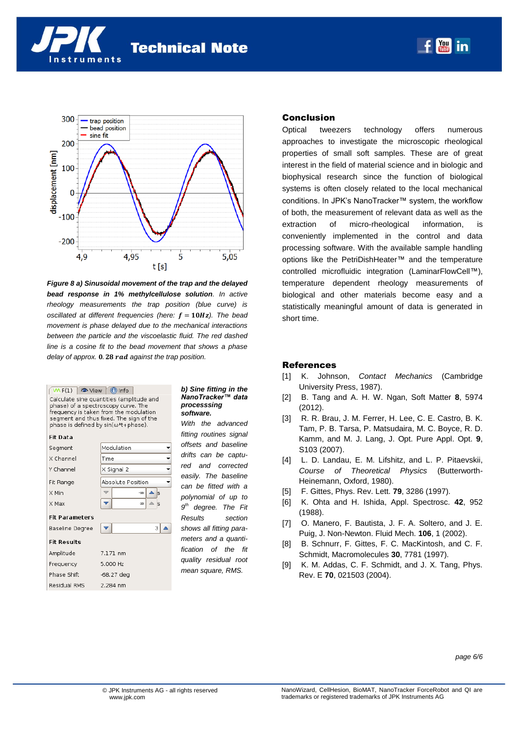300
200
100
0
-100
-200
displacement [nm]
4,9
4,95
5
5,05
t [s]
trap position
bead position
sine fit

***Figure 8 a) Sinusoidal movement of the trap and the delayed bead response in 1% methylcellulose solution**. In active rheology measurements the trap position (blue curve) is oscillated at different frequencies (here: $f = 10Hz$). The bead movement is phase delayed due to the mechanical interactions between the particle and the viscoelastic fluid. The red dashed line is a cosine fit to the bead movement that shows a phase delay of approx. $0.28\ rad$ against the trap position.*

F(1) | View | Info

Calculate sine quantities (amplitude and phase) of a spectroscopy curve. The frequency is taken from the modulation segment and thus fixed. The sign of the phase is defined by sin(ω*t+phase).

Fit Data

| | |
|---|---|
| Segment | Modulation |
| X Channel | Time |
| Y Channel | X Signal 2 |
| Fit Range | Absolute Position |
| X Min | -∞ s |
| X Max | ∞ s |

Fit Parameters

| | |
|---|---|
| Baseline Degree | 3 |

Fit Results

| | |
|---|---|
| Amplitude | 7.171 nm |
| Frequency | 5.000 Hz |
| Phase Shift | -68.27 deg |
| Residual RMS | 2.284 nm |

***b) Sine fitting in the NanoTracker™ data processing software.** With the advanced fitting routines signal offsets and baseline drifts can be captured and corrected easily. The baseline can be fitted with a polynomial of up to 9th degree. The Fit Results section shows all fitting parameters and a quantification of the fit quality residual root mean square, RMS.*

## Conclusion

Optical tweezers technology offers numerous approaches to investigate the microscopic rheological properties of small soft samples. These are of great interest in the field of material science and in biologic and biophysical research since the function of biological systems is often closely related to the local mechanical conditions. In JPK's NanoTracker™ system, the workflow of both, the measurement of relevant data as well as the extraction of micro-rheological information, is conveniently implemented in the control and data processing software. With the available sample handling options like the PetriDishHeater™ and the temperature controlled microfluidic integration (LaminarFlowCell™), temperature dependent rheology measurements of biological and other materials become easy and a statistically meaningful amount of data is generated in short time.

## References

[1] K. Johnson, *Contact Mechanics* (Cambridge University Press, 1987).

[2] B. Tang and A. H. W. Ngan, Soft Matter **8**, 5974 (2012).

[3] R. R. Brau, J. M. Ferrer, H. Lee, C. E. Castro, B. K. Tam, P. B. Tarsa, P. Matsudaira, M. C. Boyce, R. D. Kamm, and M. J. Lang, J. Opt. Pure Appl. Opt. **9**, S103 (2007).

[4] L. D. Landau, E. M. Lifshitz, and L. P. Pitaevskii, *Course of Theoretical Physics* (Butterworth-Heinemann, Oxford, 1980).

[5] F. Gittes, Phys. Rev. Lett. **79**, 3286 (1997).

[6] K. Ohta and H. Ishida, Appl. Spectrosc. **42**, 952 (1988).

[7] O. Manero, F. Bautista, J. F. A. Soltero, and J. E. Puig, J. Non-Newton. Fluid Mech. **106**, 1 (2002).

[8] B. Schnurr, F. Gittes, F. C. MacKintosh, and C. F. Schmidt, Macromolecules **30**, 7781 (1997).

[9] K. M. Addas, C. F. Schmidt, and J. X. Tang, Phys. Rev. E **70**, 021503 (2004).